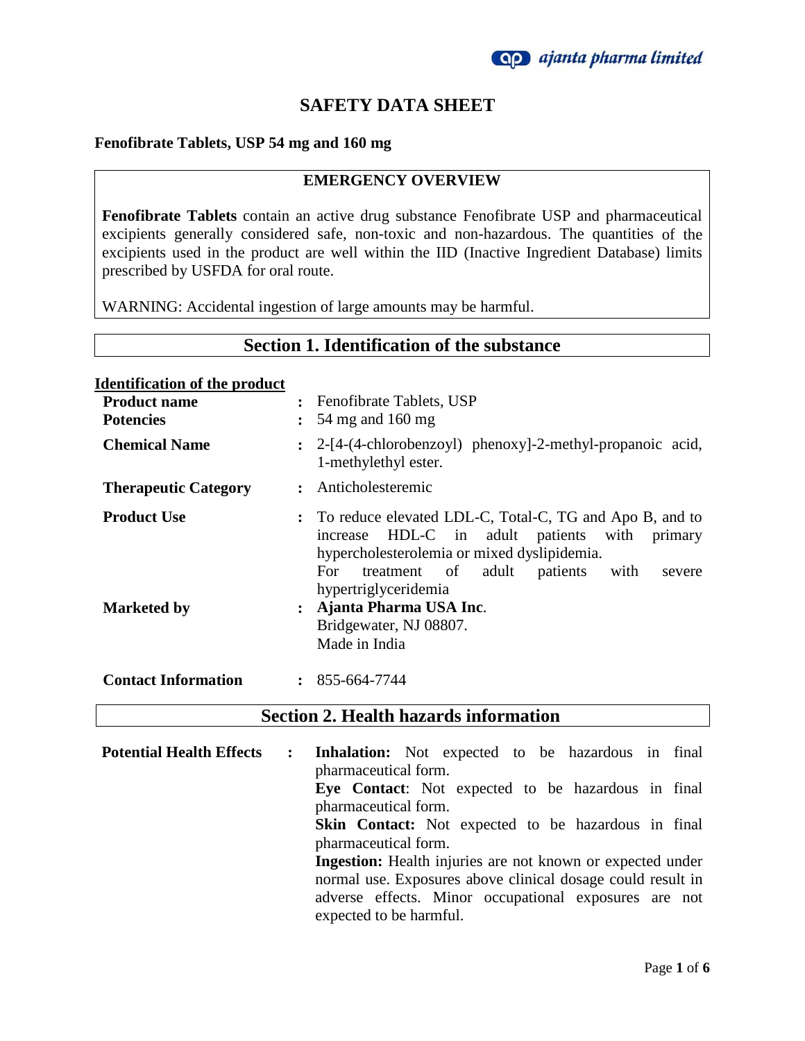# SAFETY DATA SHEET

**Fenofibrate Tablets, USP 54 mg and 160 mg**

## EMERGENCY OVERVIEW

**Fenofibrate Tablets** contain an active drug substance Fenofibrate USP and pharmaceutical excipients generally considered safe, non-toxic and non-hazardous. The quantities of the excipients used in the product are well within the IID (Inactive Ingredient Database) limits prescribed by USFDA for oral route.

WARNING: Accidental ingestion of large amounts may be harmful.

## Section 1. Identification of the substance

**Identification of the product**

| | | |
|---|---|---|
| **Product name** | : | Fenofibrate Tablets, USP |
| **Potencies** | : | 54 mg and 160 mg |
| **Chemical Name** | : | 2-[4-(4-chlorobenzoyl) phenoxy]-2-methyl-propanoic acid, 1-methylethyl ester. |
| **Therapeutic Category** | : | Anticholesteremic |
| **Product Use** | : | To reduce elevated LDL-C, Total-C, TG and Apo B, and to increase HDL-C in adult patients with primary hypercholesterolemia or mixed dyslipidemia. For treatment of adult patients with severe hypertriglyceridemia |
| **Marketed by** | : | **Ajanta Pharma USA Inc**. Bridgewater, NJ 08807. Made in India |
| **Contact Information** | : | 855-664-7744 |

## Section 2. Health hazards information

**Potential Health Effects** :

**Inhalation:** Not expected to be hazardous in final pharmaceutical form.

**Eye Contact**: Not expected to be hazardous in final pharmaceutical form.

**Skin Contact:** Not expected to be hazardous in final pharmaceutical form.

**Ingestion:** Health injuries are not known or expected under normal use. Exposures above clinical dosage could result in adverse effects. Minor occupational exposures are not expected to be harmful.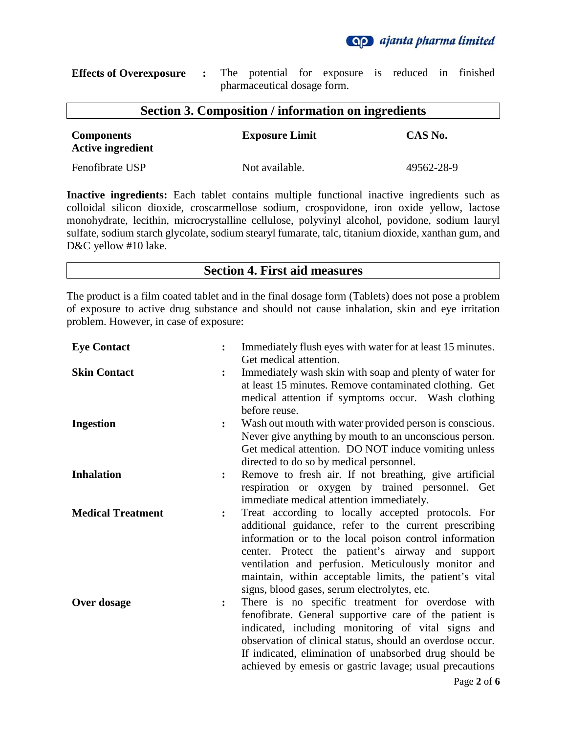**Effects of Overexposure** : The potential for exposure is reduced in finished pharmaceutical dosage form.

## Section 3. Composition / information on ingredients

| Components<br>Active ingredient | Exposure Limit | CAS No. |
|---|---|---|
| Fenofibrate USP | Not available. | 49562-28-9 |

**Inactive ingredients:** Each tablet contains multiple functional inactive ingredients such as colloidal silicon dioxide, croscarmellose sodium, crospovidone, iron oxide yellow, lactose monohydrate, lecithin, microcrystalline cellulose, polyvinyl alcohol, povidone, sodium lauryl sulfate, sodium starch glycolate, sodium stearyl fumarate, talc, titanium dioxide, xanthan gum, and D&C yellow #10 lake.

## Section 4. First aid measures

The product is a film coated tablet and in the final dosage form (Tablets) does not pose a problem of exposure to active drug substance and should not cause inhalation, skin and eye irritation problem. However, in case of exposure:

**Eye Contact** : Immediately flush eyes with water for at least 15 minutes. Get medical attention.

**Skin Contact** : Immediately wash skin with soap and plenty of water for at least 15 minutes. Remove contaminated clothing. Get medical attention if symptoms occur. Wash clothing before reuse.

**Ingestion** : Wash out mouth with water provided person is conscious. Never give anything by mouth to an unconscious person. Get medical attention. DO NOT induce vomiting unless directed to do so by medical personnel.

**Inhalation** : Remove to fresh air. If not breathing, give artificial respiration or oxygen by trained personnel. Get immediate medical attention immediately.

**Medical Treatment** : Treat according to locally accepted protocols. For additional guidance, refer to the current prescribing information or to the local poison control information center. Protect the patient's airway and support ventilation and perfusion. Meticulously monitor and maintain, within acceptable limits, the patient's vital signs, blood gases, serum electrolytes, etc.

**Over dosage** : There is no specific treatment for overdose with fenofibrate. General supportive care of the patient is indicated, including monitoring of vital signs and observation of clinical status, should an overdose occur. If indicated, elimination of unabsorbed drug should be achieved by emesis or gastric lavage; usual precautions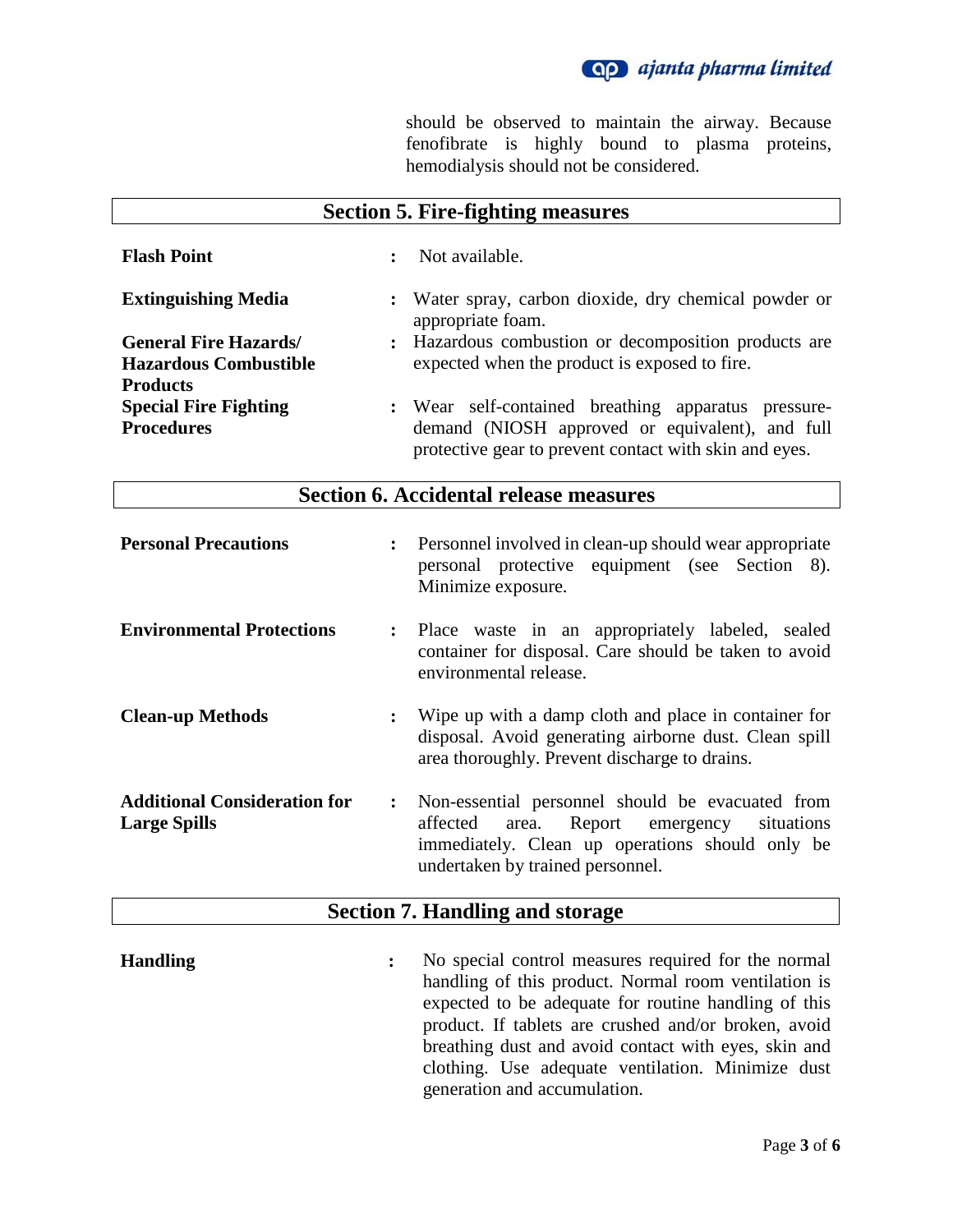should be observed to maintain the airway. Because fenofibrate is highly bound to plasma proteins, hemodialysis should not be considered.

## Section 5. Fire-fighting measures

| | | |
|---|---|---|
| **Flash Point** | : | Not available. |
| **Extinguishing Media** | : | Water spray, carbon dioxide, dry chemical powder or appropriate foam. |
| **General Fire Hazards/ Hazardous Combustible Products** | : | Hazardous combustion or decomposition products are expected when the product is exposed to fire. |
| **Special Fire Fighting Procedures** | : | Wear self-contained breathing apparatus pressure-demand (NIOSH approved or equivalent), and full protective gear to prevent contact with skin and eyes. |

## Section 6. Accidental release measures

| | | |
|---|---|---|
| **Personal Precautions** | : | Personnel involved in clean-up should wear appropriate personal protective equipment (see Section 8). Minimize exposure. |
| **Environmental Protections** | : | Place waste in an appropriately labeled, sealed container for disposal. Care should be taken to avoid environmental release. |
| **Clean-up Methods** | : | Wipe up with a damp cloth and place in container for disposal. Avoid generating airborne dust. Clean spill area thoroughly. Prevent discharge to drains. |
| **Additional Consideration for Large Spills** | : | Non-essential personnel should be evacuated from affected area. Report emergency situations immediately. Clean up operations should only be undertaken by trained personnel. |

## Section 7. Handling and storage

| | | |
|---|---|---|
| **Handling** | : | No special control measures required for the normal handling of this product. Normal room ventilation is expected to be adequate for routine handling of this product. If tablets are crushed and/or broken, avoid breathing dust and avoid contact with eyes, skin and clothing. Use adequate ventilation. Minimize dust generation and accumulation. |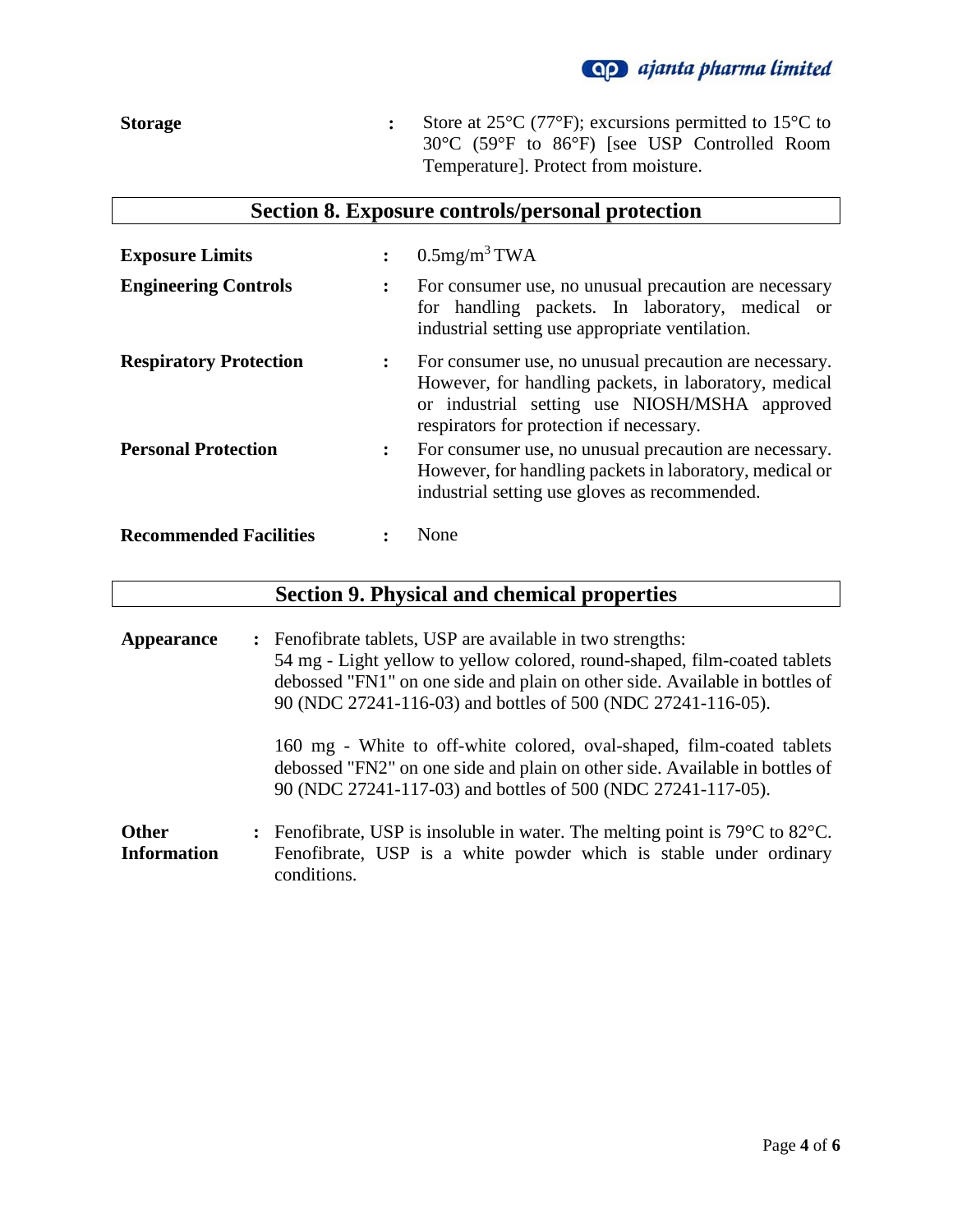**Storage** : Store at 25°C (77°F); excursions permitted to 15°C to 30°C (59°F to 86°F) [see USP Controlled Room Temperature]. Protect from moisture.

## Section 8. Exposure controls/personal protection

**Exposure Limits** : 0.5mg/m$^3$ TWA

**Engineering Controls** : For consumer use, no unusual precaution are necessary for handling packets. In laboratory, medical or industrial setting use appropriate ventilation.

**Respiratory Protection** : For consumer use, no unusual precaution are necessary. However, for handling packets, in laboratory, medical or industrial setting use NIOSH/MSHA approved respirators for protection if necessary.

**Personal Protection** : For consumer use, no unusual precaution are necessary. However, for handling packets in laboratory, medical or industrial setting use gloves as recommended.

**Recommended Facilities** : None

## Section 9. Physical and chemical properties

**Appearance** : Fenofibrate tablets, USP are available in two strengths:
54 mg - Light yellow to yellow colored, round-shaped, film-coated tablets debossed "FN1" on one side and plain on other side. Available in bottles of 90 (NDC 27241-116-03) and bottles of 500 (NDC 27241-116-05).

160 mg - White to off-white colored, oval-shaped, film-coated tablets debossed "FN2" on one side and plain on other side. Available in bottles of 90 (NDC 27241-117-03) and bottles of 500 (NDC 27241-117-05).

**Other Information** : Fenofibrate, USP is insoluble in water. The melting point is 79°C to 82°C. Fenofibrate, USP is a white powder which is stable under ordinary conditions.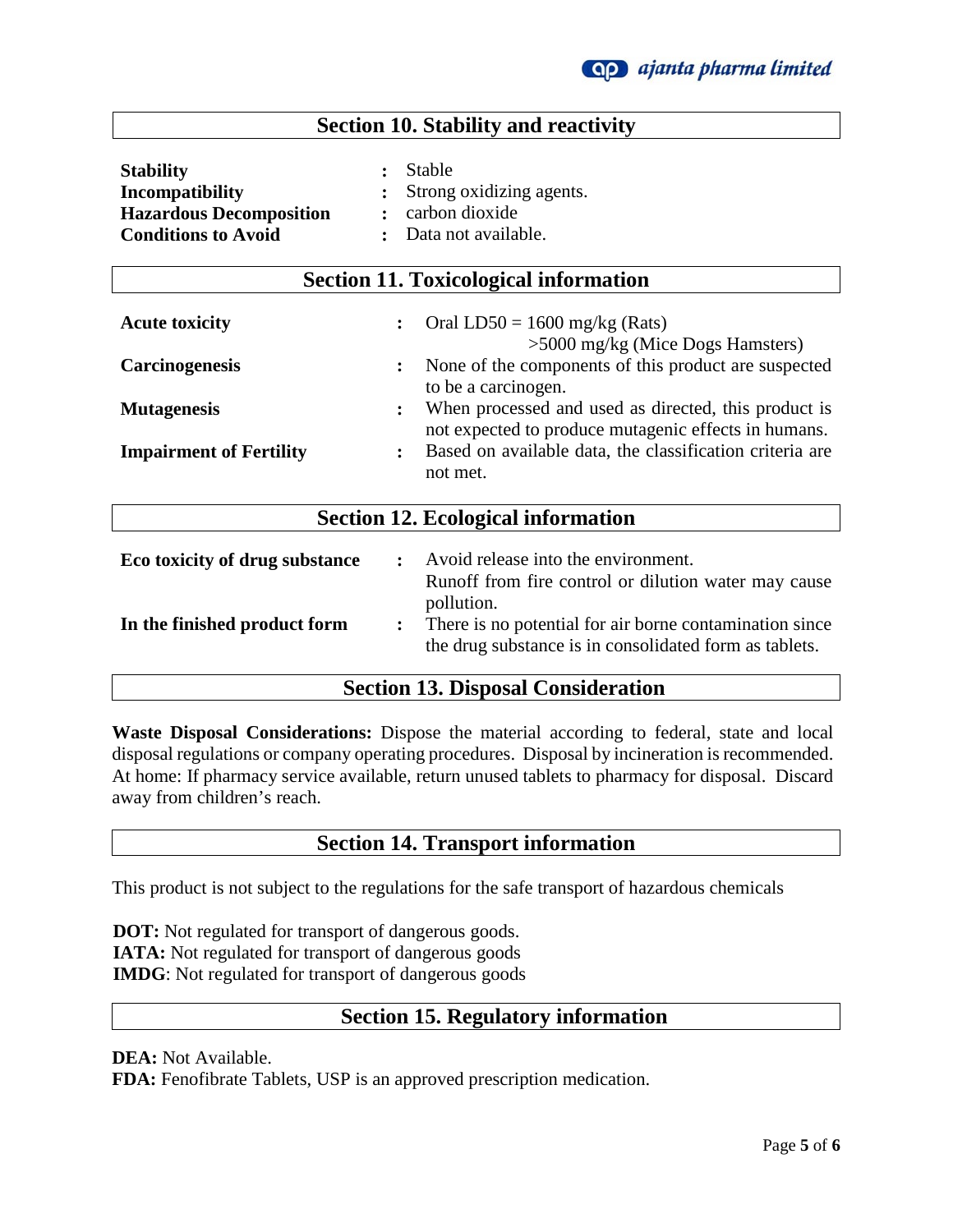## Section 10. Stability and reactivity

**Stability** : Stable
**Incompatibility** : Strong oxidizing agents.
**Hazardous Decomposition** : carbon dioxide
**Conditions to Avoid** : Data not available.

## Section 11. Toxicological information

**Acute toxicity** : Oral LD50 = 1600 mg/kg (Rats)
>5000 mg/kg (Mice Dogs Hamsters)

**Carcinogenesis** : None of the components of this product are suspected to be a carcinogen.

**Mutagenesis** : When processed and used as directed, this product is not expected to produce mutagenic effects in humans.

**Impairment of Fertility** : Based on available data, the classification criteria are not met.

## Section 12. Ecological information

**Eco toxicity of drug substance** : Avoid release into the environment.
Runoff from fire control or dilution water may cause pollution.

**In the finished product form** : There is no potential for air borne contamination since the drug substance is in consolidated form as tablets.

## Section 13. Disposal Consideration

**Waste Disposal Considerations:** Dispose the material according to federal, state and local disposal regulations or company operating procedures. Disposal by incineration is recommended. At home: If pharmacy service available, return unused tablets to pharmacy for disposal. Discard away from children's reach.

## Section 14. Transport information

This product is not subject to the regulations for the safe transport of hazardous chemicals

**DOT:** Not regulated for transport of dangerous goods.
**IATA:** Not regulated for transport of dangerous goods
**IMDG**: Not regulated for transport of dangerous goods

## Section 15. Regulatory information

**DEA:** Not Available.
**FDA:** Fenofibrate Tablets, USP is an approved prescription medication.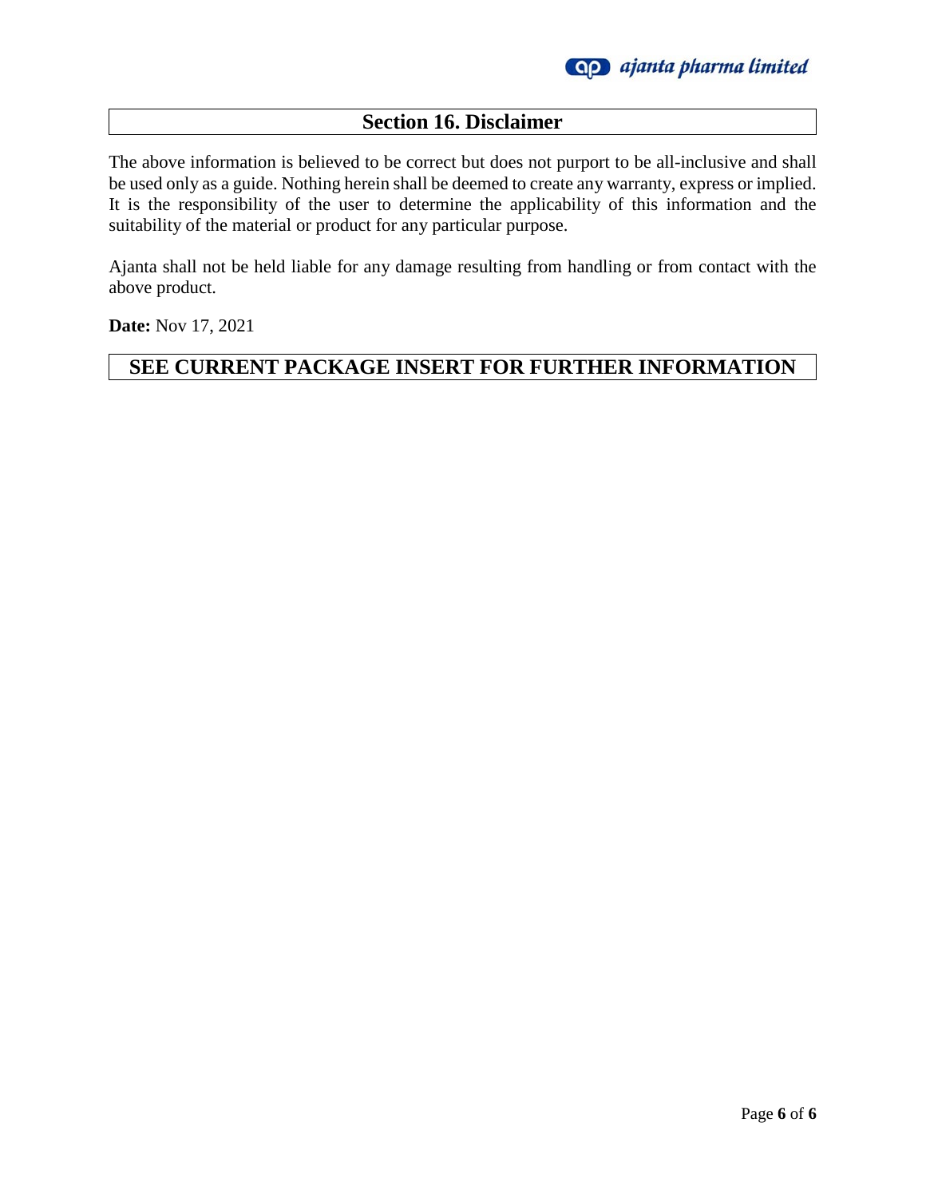## Section 16. Disclaimer

The above information is believed to be correct but does not purport to be all-inclusive and shall be used only as a guide. Nothing herein shall be deemed to create any warranty, express or implied. It is the responsibility of the user to determine the applicability of this information and the suitability of the material or product for any particular purpose.

Ajanta shall not be held liable for any damage resulting from handling or from contact with the above product.

**Date:** Nov 17, 2021

## SEE CURRENT PACKAGE INSERT FOR FURTHER INFORMATION